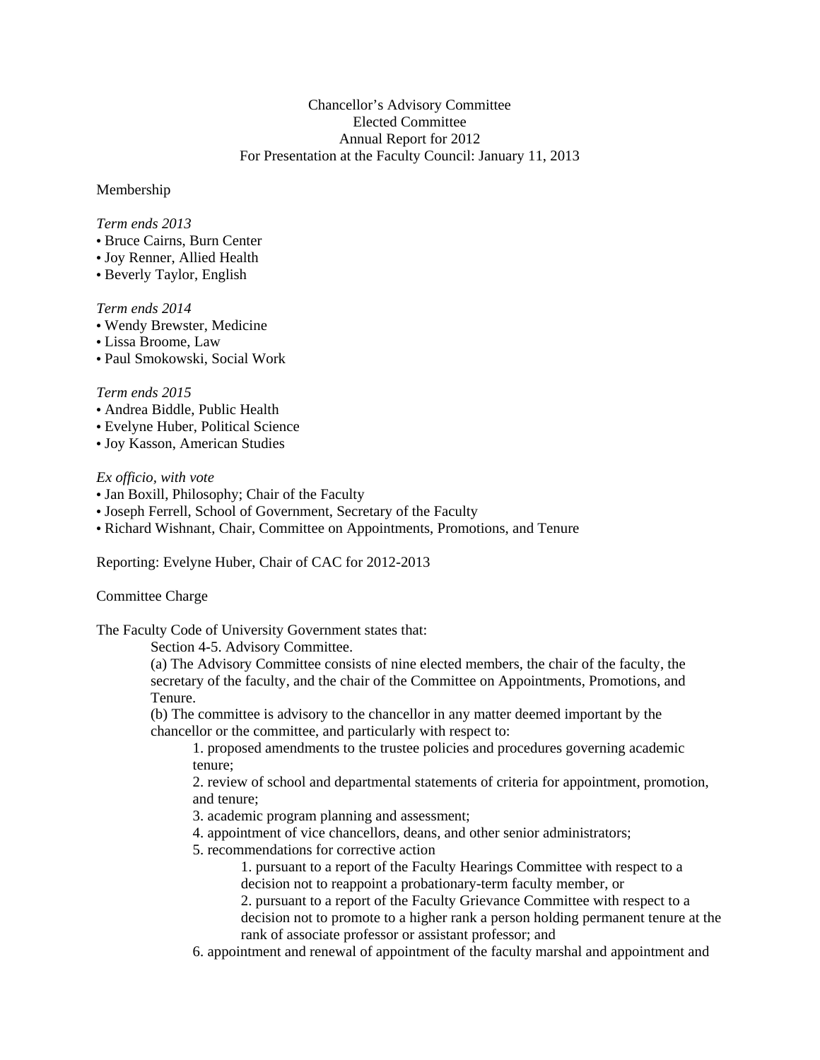Chancellor's Advisory Committee
Elected Committee
Annual Report for 2012
For Presentation at the Faculty Council: January 11, 2013

Membership

*Term ends 2013*
- Bruce Cairns, Burn Center
- Joy Renner, Allied Health
- Beverly Taylor, English

*Term ends 2014*
- Wendy Brewster, Medicine
- Lissa Broome, Law
- Paul Smokowski, Social Work

*Term ends 2015*
- Andrea Biddle, Public Health
- Evelyne Huber, Political Science
- Joy Kasson, American Studies

*Ex officio, with vote*
- Jan Boxill, Philosophy; Chair of the Faculty
- Joseph Ferrell, School of Government, Secretary of the Faculty
- Richard Wishnant, Chair, Committee on Appointments, Promotions, and Tenure

Reporting: Evelyne Huber, Chair of CAC for 2012-2013

Committee Charge

The Faculty Code of University Government states that:

> Section 4-5. Advisory Committee.
>
> (a) The Advisory Committee consists of nine elected members, the chair of the faculty, the secretary of the faculty, and the chair of the Committee on Appointments, Promotions, and Tenure.
>
> (b) The committee is advisory to the chancellor in any matter deemed important by the chancellor or the committee, and particularly with respect to:
>
> 1. proposed amendments to the trustee policies and procedures governing academic tenure;
> 2. review of school and departmental statements of criteria for appointment, promotion, and tenure;
> 3. academic program planning and assessment;
> 4. appointment of vice chancellors, deans, and other senior administrators;
> 5. recommendations for corrective action
>     1. pursuant to a report of the Faculty Hearings Committee with respect to a decision not to reappoint a probationary-term faculty member, or
>     2. pursuant to a report of the Faculty Grievance Committee with respect to a decision not to promote to a higher rank a person holding permanent tenure at the rank of associate professor or assistant professor; and
> 6. appointment and renewal of appointment of the faculty marshal and appointment and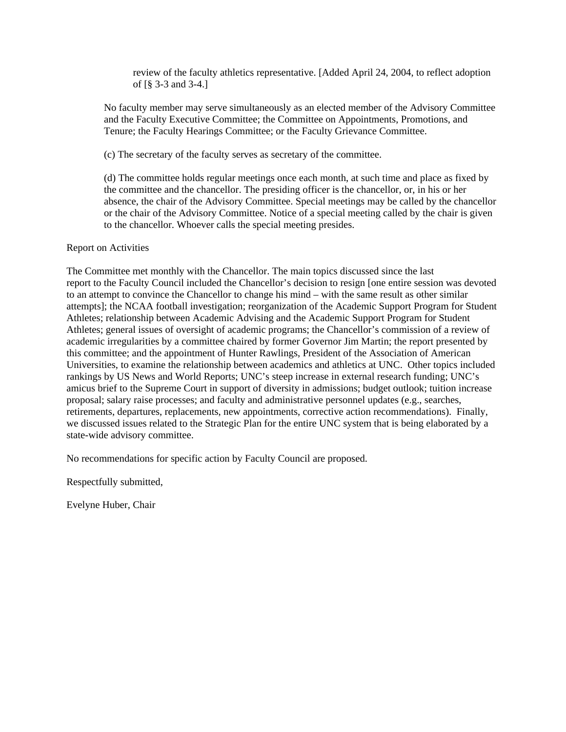review of the faculty athletics representative. [Added April 24, 2004, to reflect adoption of [§ 3-3 and 3-4.]

No faculty member may serve simultaneously as an elected member of the Advisory Committee and the Faculty Executive Committee; the Committee on Appointments, Promotions, and Tenure; the Faculty Hearings Committee; or the Faculty Grievance Committee.

(c) The secretary of the faculty serves as secretary of the committee.

(d) The committee holds regular meetings once each month, at such time and place as fixed by the committee and the chancellor. The presiding officer is the chancellor, or, in his or her absence, the chair of the Advisory Committee. Special meetings may be called by the chancellor or the chair of the Advisory Committee. Notice of a special meeting called by the chair is given to the chancellor. Whoever calls the special meeting presides.

Report on Activities

The Committee met monthly with the Chancellor. The main topics discussed since the last report to the Faculty Council included the Chancellor's decision to resign [one entire session was devoted to an attempt to convince the Chancellor to change his mind – with the same result as other similar attempts]; the NCAA football investigation; reorganization of the Academic Support Program for Student Athletes; relationship between Academic Advising and the Academic Support Program for Student Athletes; general issues of oversight of academic programs; the Chancellor's commission of a review of academic irregularities by a committee chaired by former Governor Jim Martin; the report presented by this committee; and the appointment of Hunter Rawlings, President of the Association of American Universities, to examine the relationship between academics and athletics at UNC. Other topics included rankings by US News and World Reports; UNC's steep increase in external research funding; UNC's amicus brief to the Supreme Court in support of diversity in admissions; budget outlook; tuition increase proposal; salary raise processes; and faculty and administrative personnel updates (e.g., searches, retirements, departures, replacements, new appointments, corrective action recommendations). Finally, we discussed issues related to the Strategic Plan for the entire UNC system that is being elaborated by a state-wide advisory committee.

No recommendations for specific action by Faculty Council are proposed.

Respectfully submitted,

Evelyne Huber, Chair